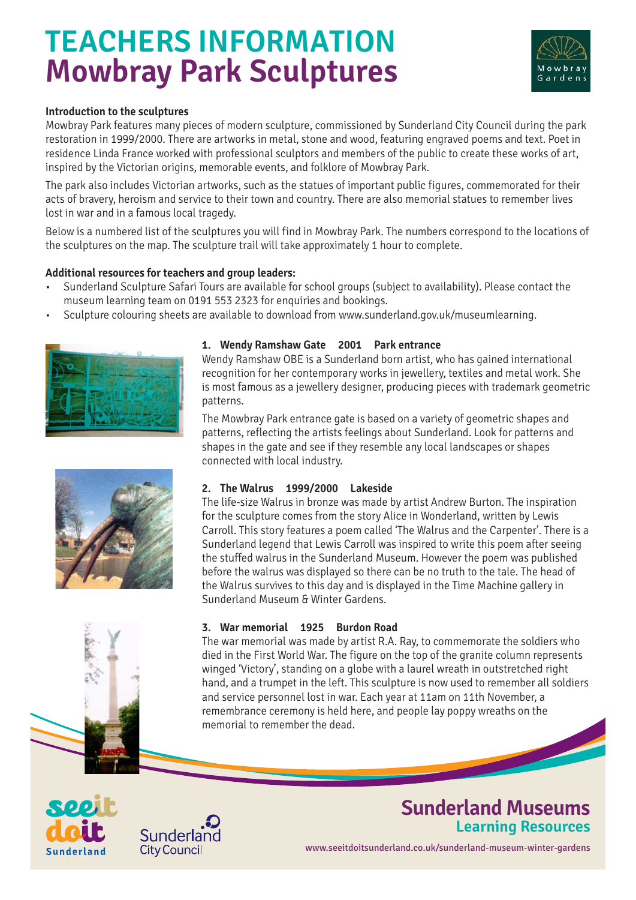# TEACHERS INFORMATION
# Mowbray Park Sculptures

**Introduction to the sculptures**

Mowbray Park features many pieces of modern sculpture, commissioned by Sunderland City Council during the park restoration in 1999/2000. There are artworks in metal, stone and wood, featuring engraved poems and text. Poet in residence Linda France worked with professional sculptors and members of the public to create these works of art, inspired by the Victorian origins, memorable events, and folklore of Mowbray Park.

The park also includes Victorian artworks, such as the statues of important public figures, commemorated for their acts of bravery, heroism and service to their town and country. There are also memorial statues to remember lives lost in war and in a famous local tragedy.

Below is a numbered list of the sculptures you will find in Mowbray Park. The numbers correspond to the locations of the sculptures on the map. The sculpture trail will take approximately 1 hour to complete.

**Additional resources for teachers and group leaders:**

- Sunderland Sculpture Safari Tours are available for school groups (subject to availability). Please contact the museum learning team on 0191 553 2323 for enquiries and bookings.
- Sculpture colouring sheets are available to download from www.sunderland.gov.uk/museumlearning.

### 1. Wendy Ramshaw Gate 2001 Park entrance

Wendy Ramshaw OBE is a Sunderland born artist, who has gained international recognition for her contemporary works in jewellery, textiles and metal work. She is most famous as a jewellery designer, producing pieces with trademark geometric patterns.

The Mowbray Park entrance gate is based on a variety of geometric shapes and patterns, reflecting the artists feelings about Sunderland. Look for patterns and shapes in the gate and see if they resemble any local landscapes or shapes connected with local industry.

### 2. The Walrus 1999/2000 Lakeside

The life-size Walrus in bronze was made by artist Andrew Burton. The inspiration for the sculpture comes from the story Alice in Wonderland, written by Lewis Carroll. This story features a poem called 'The Walrus and the Carpenter'. There is a Sunderland legend that Lewis Carroll was inspired to write this poem after seeing the stuffed walrus in the Sunderland Museum. However the poem was published before the walrus was displayed so there can be no truth to the tale. The head of the Walrus survives to this day and is displayed in the Time Machine gallery in Sunderland Museum & Winter Gardens.

### 3. War memorial 1925 Burdon Road

The war memorial was made by artist R.A. Ray, to commemorate the soldiers who died in the First World War. The figure on the top of the granite column represents winged 'Victory', standing on a globe with a laurel wreath in outstretched right hand, and a trumpet in the left. This sculpture is now used to remember all soldiers and service personnel lost in war. Each year at 11am on 11th November, a remembrance ceremony is held here, and people lay poppy wreaths on the memorial to remember the dead.

**Sunderland Museums**
**Learning Resources**

www.seeitdoitsunderland.co.uk/sunderland-museum-winter-gardens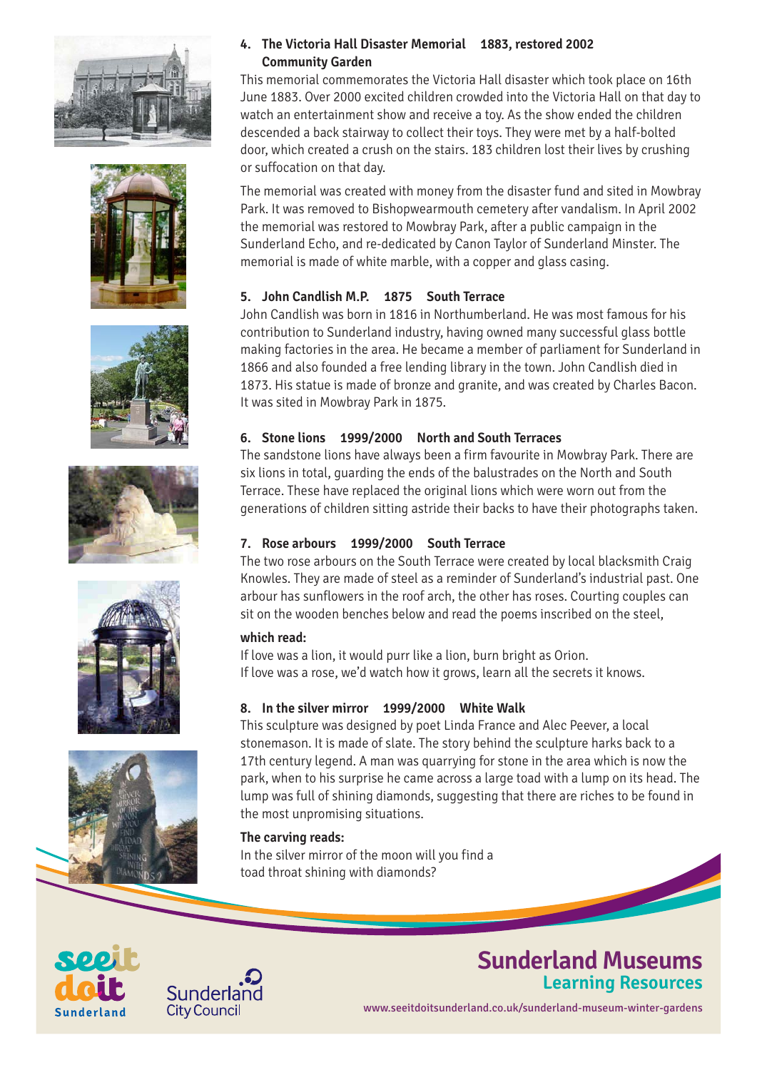### 4. The Victoria Hall Disaster Memorial 1883, restored 2002 Community Garden

This memorial commemorates the Victoria Hall disaster which took place on 16th June 1883. Over 2000 excited children crowded into the Victoria Hall on that day to watch an entertainment show and receive a toy. As the show ended the children descended a back stairway to collect their toys. They were met by a half-bolted door, which created a crush on the stairs. 183 children lost their lives by crushing or suffocation on that day.

The memorial was created with money from the disaster fund and sited in Mowbray Park. It was removed to Bishopwearmouth cemetery after vandalism. In April 2002 the memorial was restored to Mowbray Park, after a public campaign in the Sunderland Echo, and re-dedicated by Canon Taylor of Sunderland Minster. The memorial is made of white marble, with a copper and glass casing.

### 5. John Candlish M.P. 1875 South Terrace

John Candlish was born in 1816 in Northumberland. He was most famous for his contribution to Sunderland industry, having owned many successful glass bottle making factories in the area. He became a member of parliament for Sunderland in 1866 and also founded a free lending library in the town. John Candlish died in 1873. His statue is made of bronze and granite, and was created by Charles Bacon. It was sited in Mowbray Park in 1875.

### 6. Stone lions 1999/2000 North and South Terraces

The sandstone lions have always been a firm favourite in Mowbray Park. There are six lions in total, guarding the ends of the balustrades on the North and South Terrace. These have replaced the original lions which were worn out from the generations of children sitting astride their backs to have their photographs taken.

### 7. Rose arbours 1999/2000 South Terrace

The two rose arbours on the South Terrace were created by local blacksmith Craig Knowles. They are made of steel as a reminder of Sunderland's industrial past. One arbour has sunflowers in the roof arch, the other has roses. Courting couples can sit on the wooden benches below and read the poems inscribed on the steel,

**which read:**

If love was a lion, it would purr like a lion, burn bright as Orion.
If love was a rose, we'd watch how it grows, learn all the secrets it knows.

### 8. In the silver mirror 1999/2000 White Walk

This sculpture was designed by poet Linda France and Alec Peever, a local stonemason. It is made of slate. The story behind the sculpture harks back to a 17th century legend. A man was quarrying for stone in the area which is now the park, when to his surprise he came across a large toad with a lump on its head. The lump was full of shining diamonds, suggesting that there are riches to be found in the most unpromising situations.

**The carving reads:**

In the silver mirror of the moon will you find a toad throat shining with diamonds?

**Sunderland Museums**
**Learning Resources**

www.seeitdoitsunderland.co.uk/sunderland-museum-winter-gardens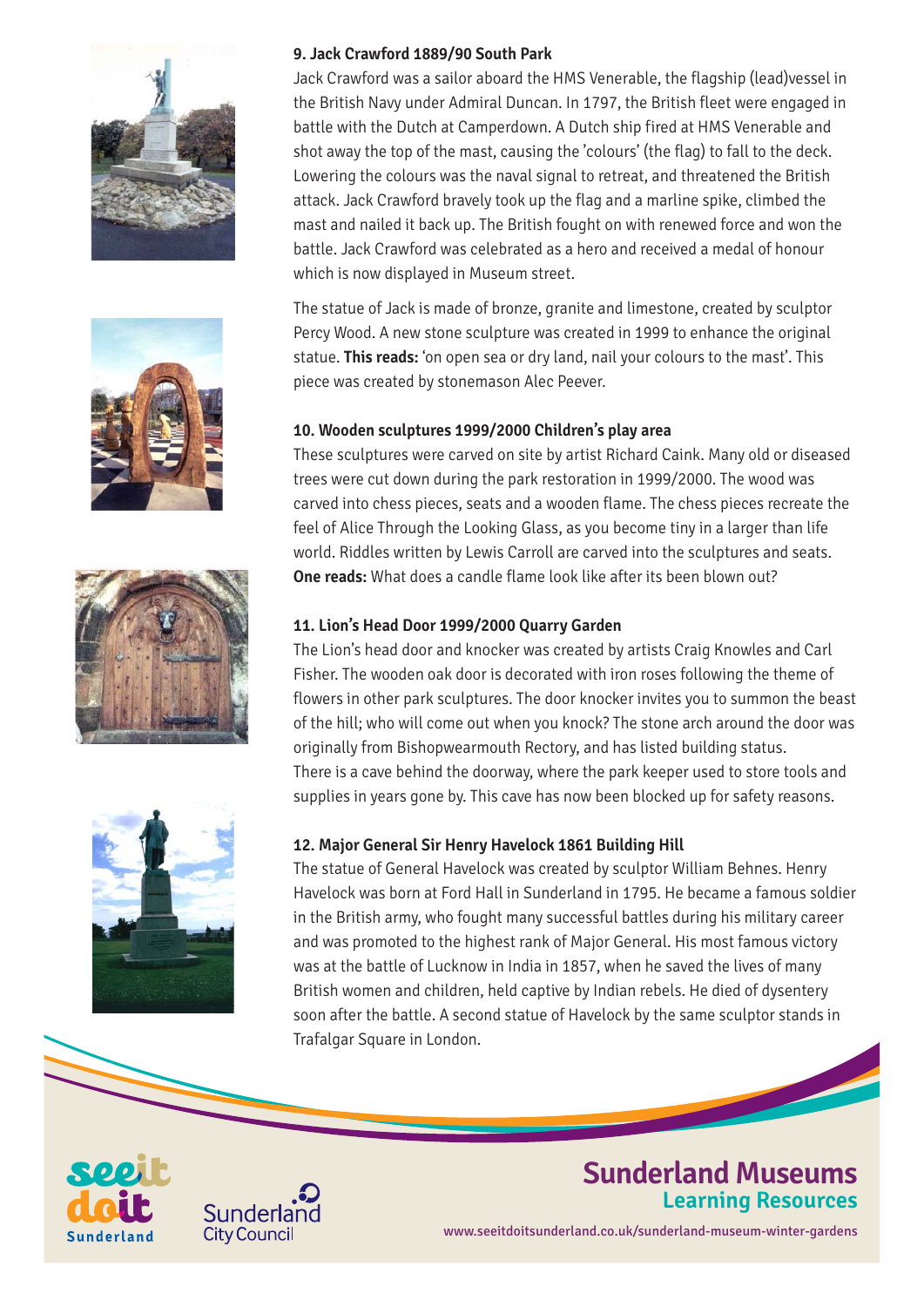### 9. Jack Crawford 1889/90 South Park

Jack Crawford was a sailor aboard the HMS Venerable, the flagship (lead)vessel in the British Navy under Admiral Duncan. In 1797, the British fleet were engaged in battle with the Dutch at Camperdown. A Dutch ship fired at HMS Venerable and shot away the top of the mast, causing the 'colours' (the flag) to fall to the deck. Lowering the colours was the naval signal to retreat, and threatened the British attack. Jack Crawford bravely took up the flag and a marline spike, climbed the mast and nailed it back up. The British fought on with renewed force and won the battle. Jack Crawford was celebrated as a hero and received a medal of honour which is now displayed in Museum street.

The statue of Jack is made of bronze, granite and limestone, created by sculptor Percy Wood. A new stone sculpture was created in 1999 to enhance the original statue. **This reads:** 'on open sea or dry land, nail your colours to the mast'. This piece was created by stonemason Alec Peever.

### 10. Wooden sculptures 1999/2000 Children's play area

These sculptures were carved on site by artist Richard Caink. Many old or diseased trees were cut down during the park restoration in 1999/2000. The wood was carved into chess pieces, seats and a wooden flame. The chess pieces recreate the feel of Alice Through the Looking Glass, as you become tiny in a larger than life world. Riddles written by Lewis Carroll are carved into the sculptures and seats. **One reads:** What does a candle flame look like after its been blown out?

### 11. Lion's Head Door 1999/2000 Quarry Garden

The Lion's head door and knocker was created by artists Craig Knowles and Carl Fisher. The wooden oak door is decorated with iron roses following the theme of flowers in other park sculptures. The door knocker invites you to summon the beast of the hill; who will come out when you knock? The stone arch around the door was originally from Bishopwearmouth Rectory, and has listed building status. There is a cave behind the doorway, where the park keeper used to store tools and supplies in years gone by. This cave has now been blocked up for safety reasons.

### 12. Major General Sir Henry Havelock 1861 Building Hill

The statue of General Havelock was created by sculptor William Behnes. Henry Havelock was born at Ford Hall in Sunderland in 1795. He became a famous soldier in the British army, who fought many successful battles during his military career and was promoted to the highest rank of Major General. His most famous victory was at the battle of Lucknow in India in 1857, when he saved the lives of many British women and children, held captive by Indian rebels. He died of dysentery soon after the battle. A second statue of Havelock by the same sculptor stands in Trafalgar Square in London.

**Sunderland Museums**
**Learning Resources**

www.seeitdoitsunderland.co.uk/sunderland-museum-winter-gardens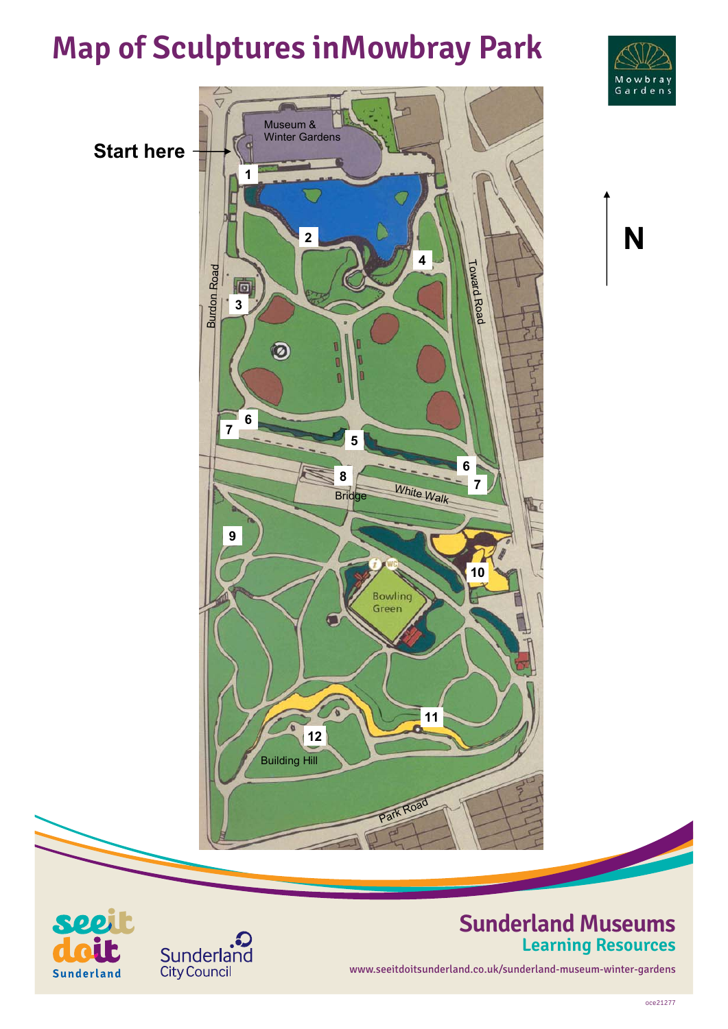# Map of Sculptures inMowbray Park

Mowbray Gardens

Start here

N

Museum & Winter Gardens

1

2

3

4

5

6

7

6

7

8

9

10

11

12

Burdon Road

Toward Road

Bridge

White Walk

Bowling Green

Building Hill

Park Road

Sunderland Museums
Learning Resources

www.seeitdoitsunderland.co.uk/sunderland-museum-winter-gardens

see it do it Sunderland

Sunderland City Council

oce21277